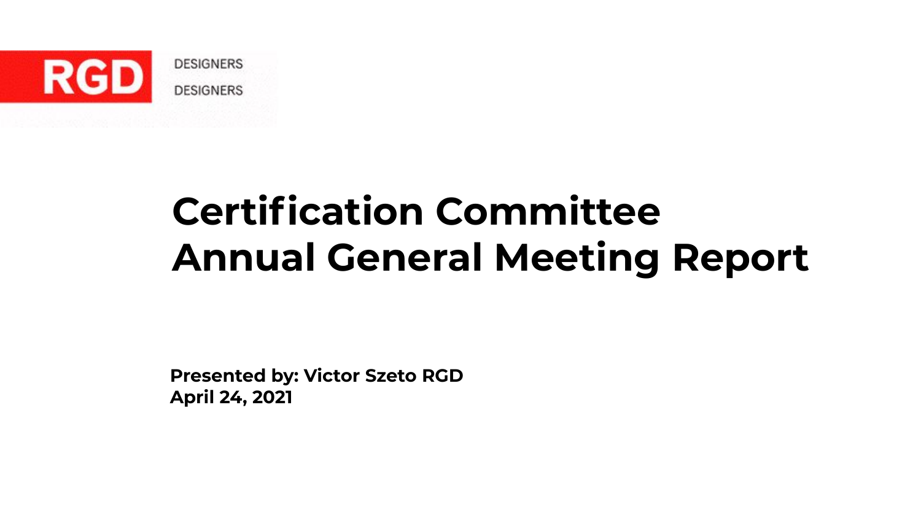RGD DESIGNERS DESIGNERS

# Certification Committee
# Annual General Meeting Report

**Presented by: Victor Szeto RGD**
**April 24, 2021**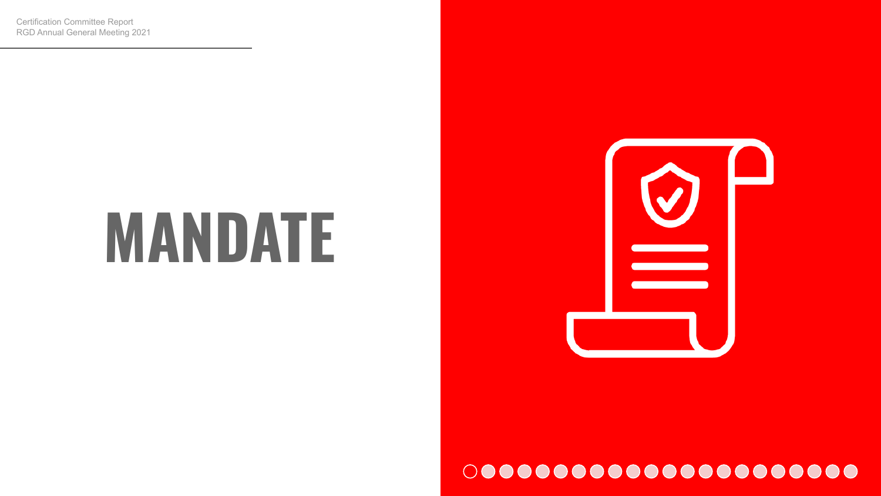# MANDATE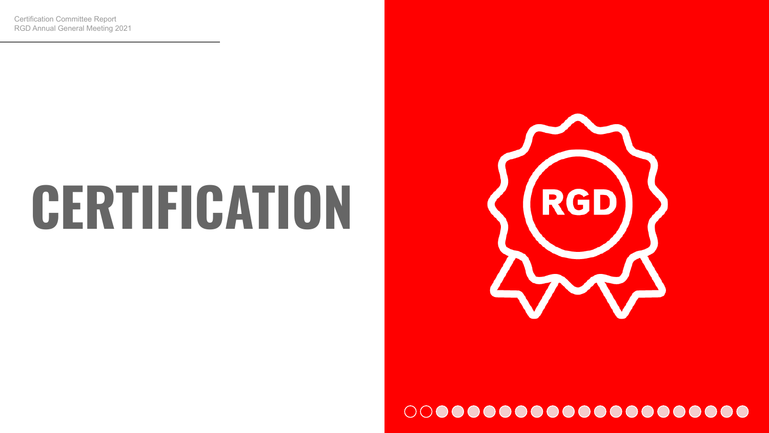# CERTIFICATION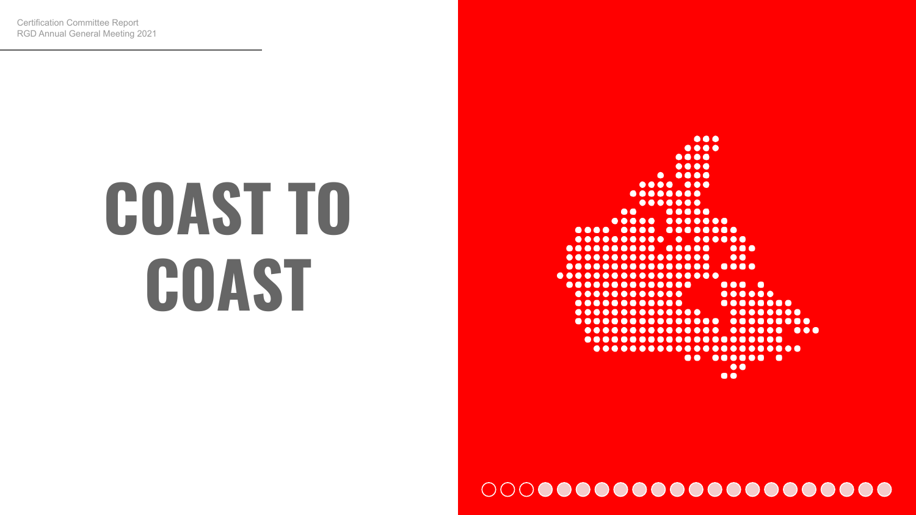Certification Committee Report
RGD Annual General Meeting 2021

# COAST TO COAST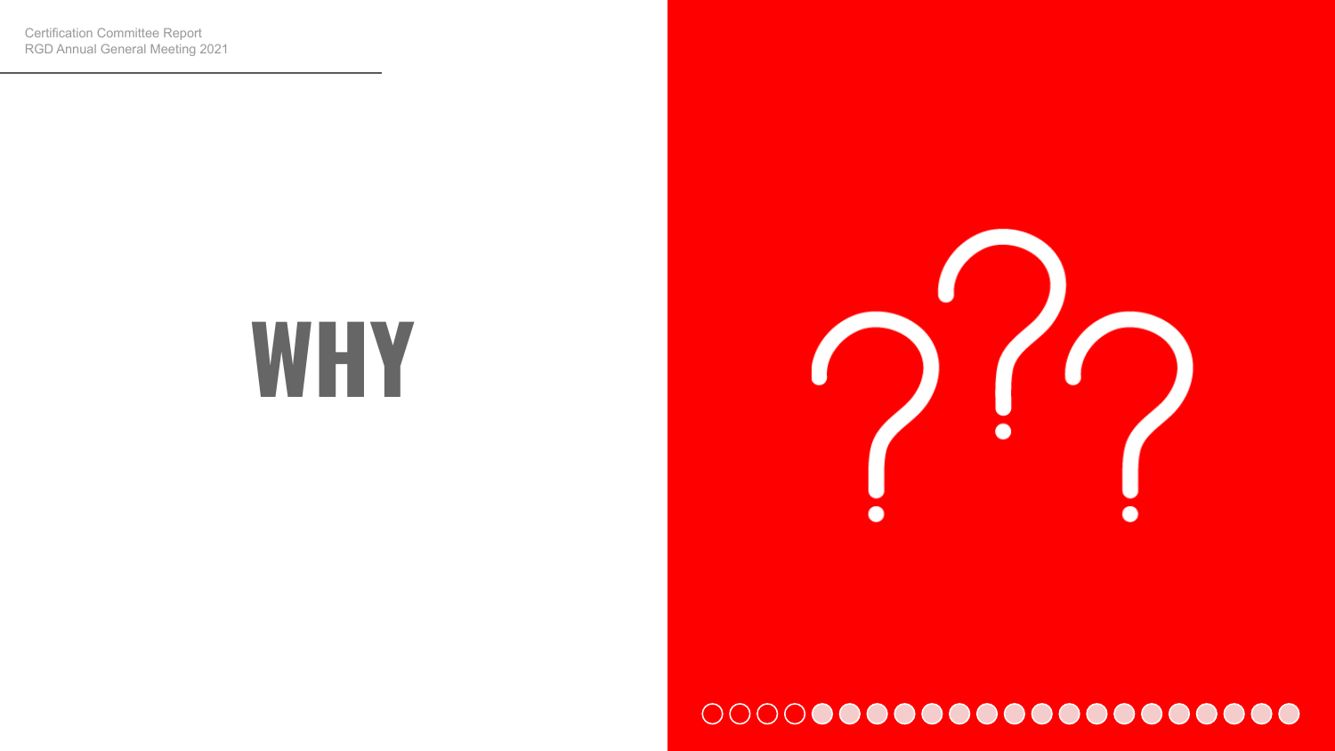# WHY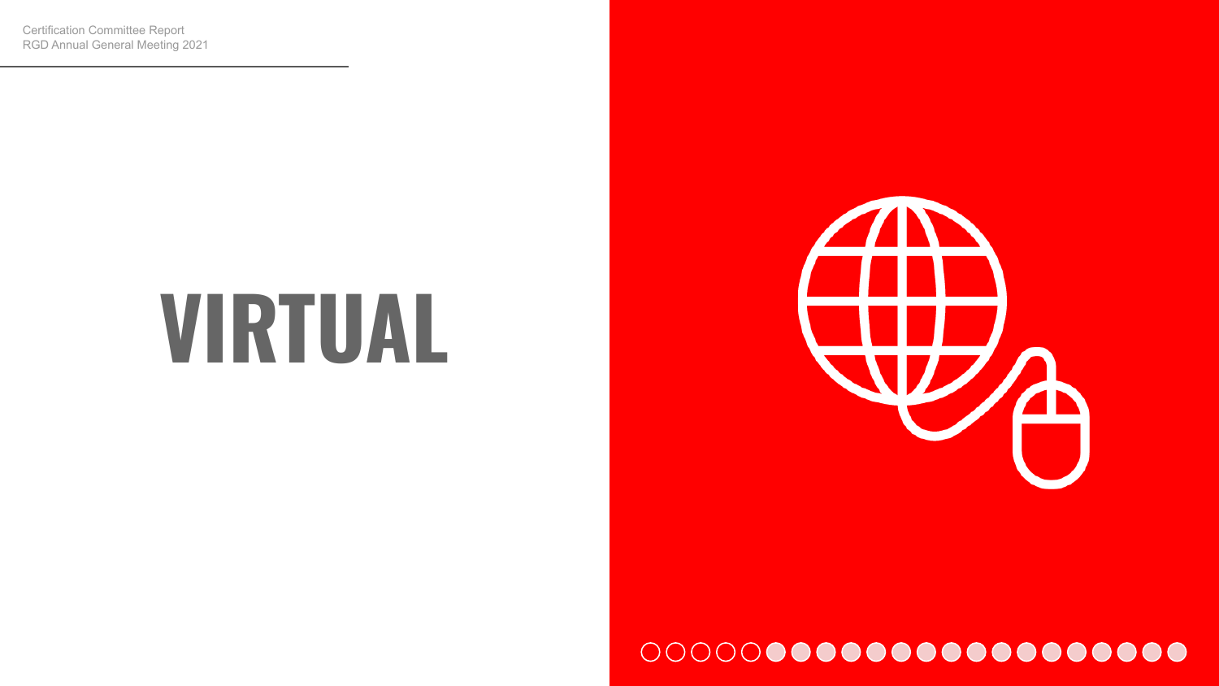# VIRTUAL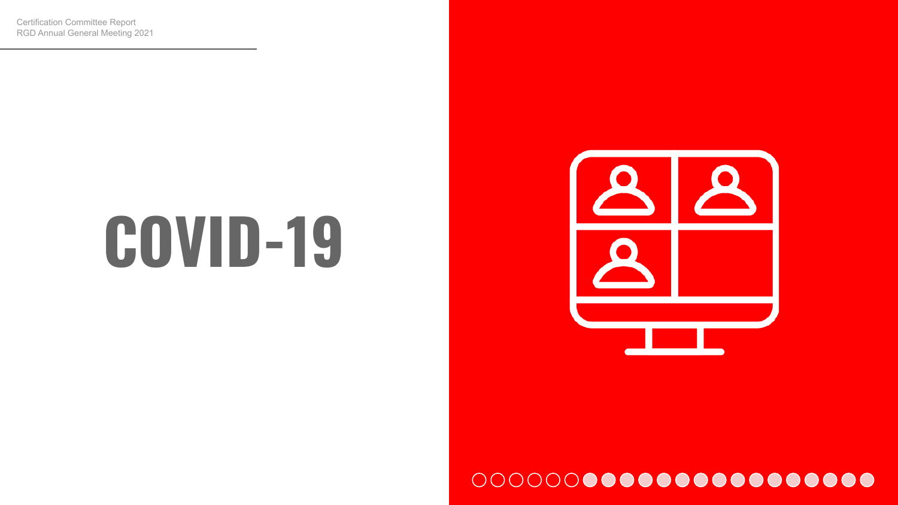# COVID-19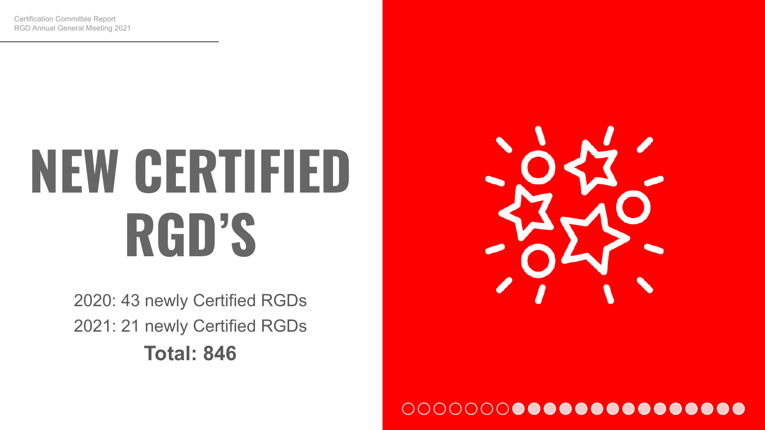# NEW CERTIFIED RGD'S

2020: 43 newly Certified RGDs

2021: 21 newly Certified RGDs

**Total: 846**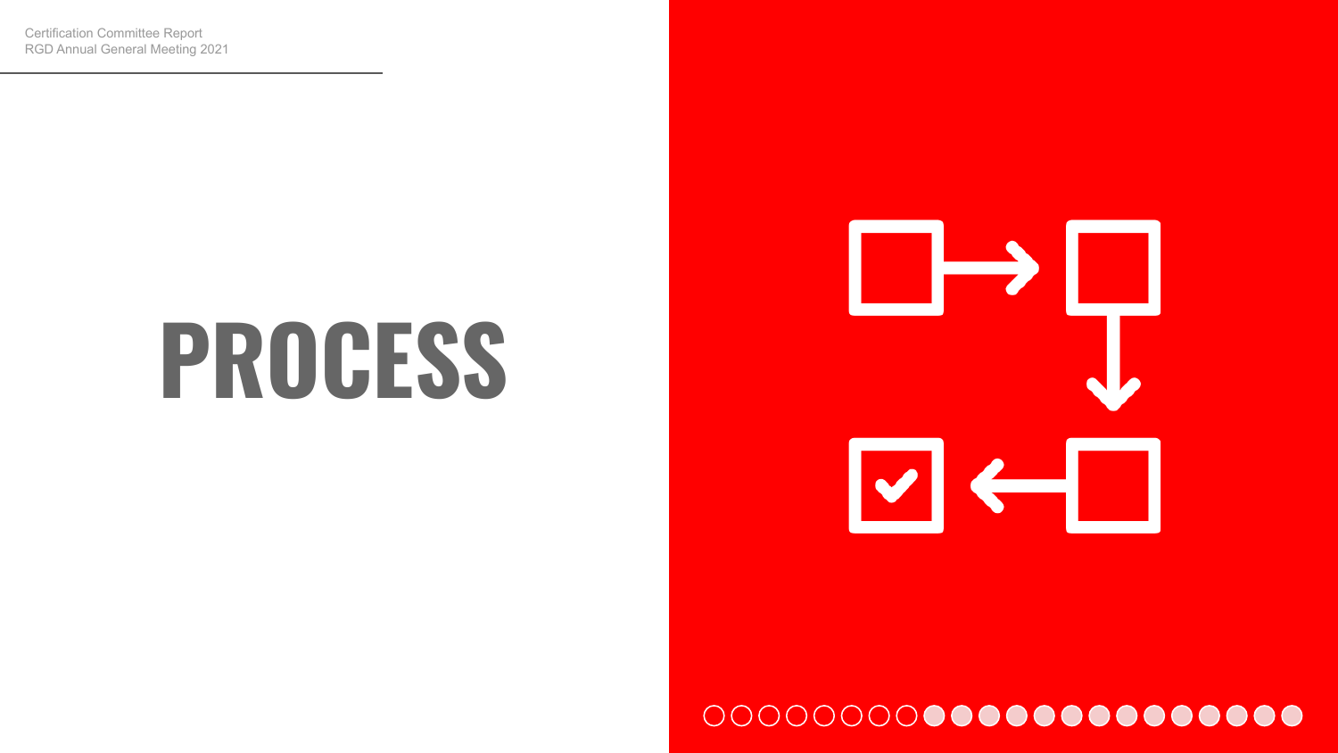# PROCESS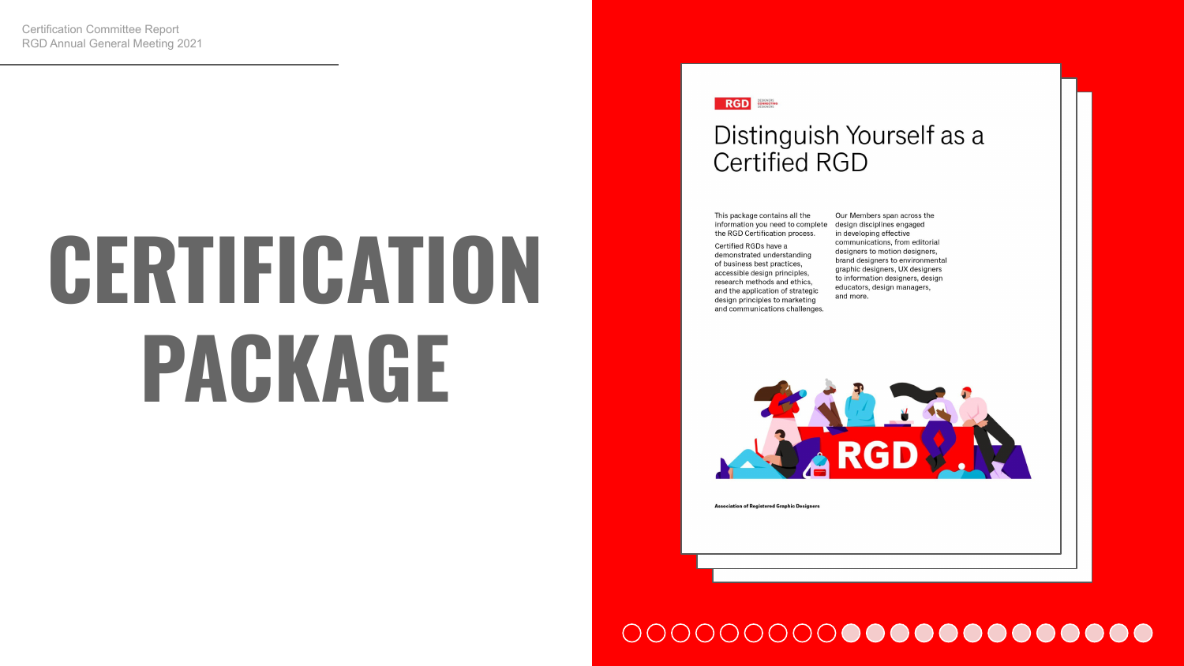Certification Committee Report
RGD Annual General Meeting 2021

# CERTIFICATION PACKAGE

RGD

## Distinguish Yourself as a Certified RGD

This package contains all the information you need to complete the RGD Certification process.

Certified RGDs have a demonstrated understanding of business best practices, accessible design principles, research methods and ethics, and the application of strategic design principles to marketing and communications challenges.

Our Members span across the design disciplines engaged in developing effective communications, from editorial designers to motion designers, brand designers to environmental graphic designers, UX designers to information designers, design educators, design managers, and more.

**Association of Registered Graphic Designers**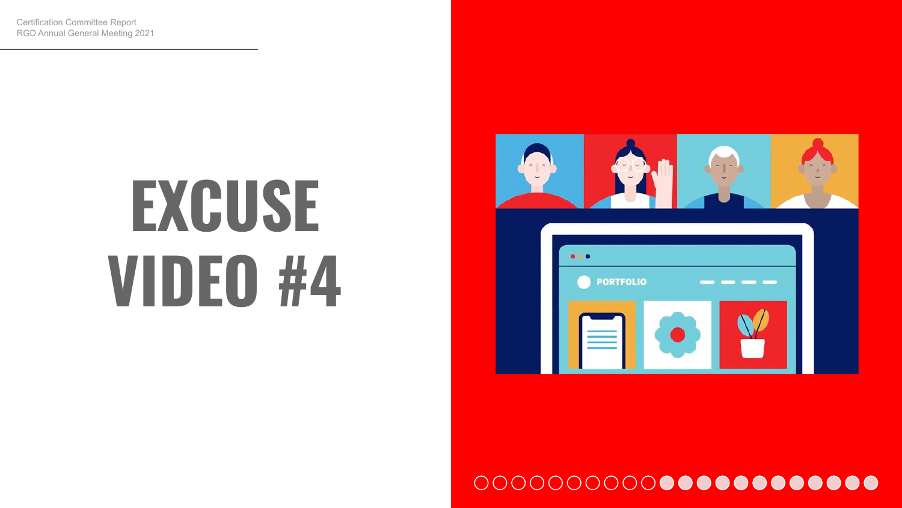# EXCUSE VIDEO #4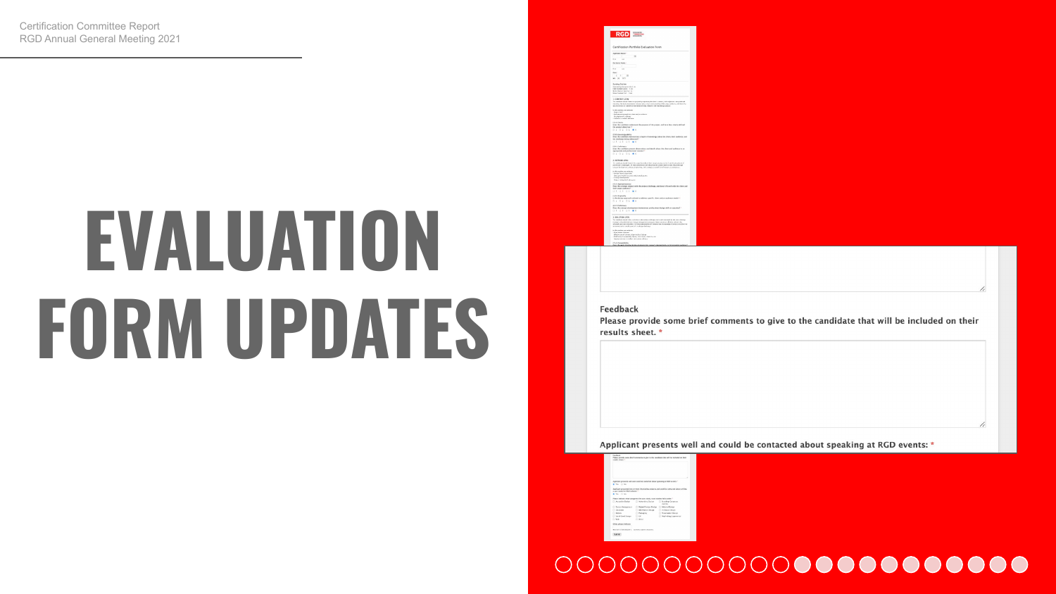# EVALUATION FORM UPDATES

Feedback

Please provide some brief comments to give to the candidate that will be included on their results sheet. *

Applicant presents well and could be contacted about speaking at RGD events: *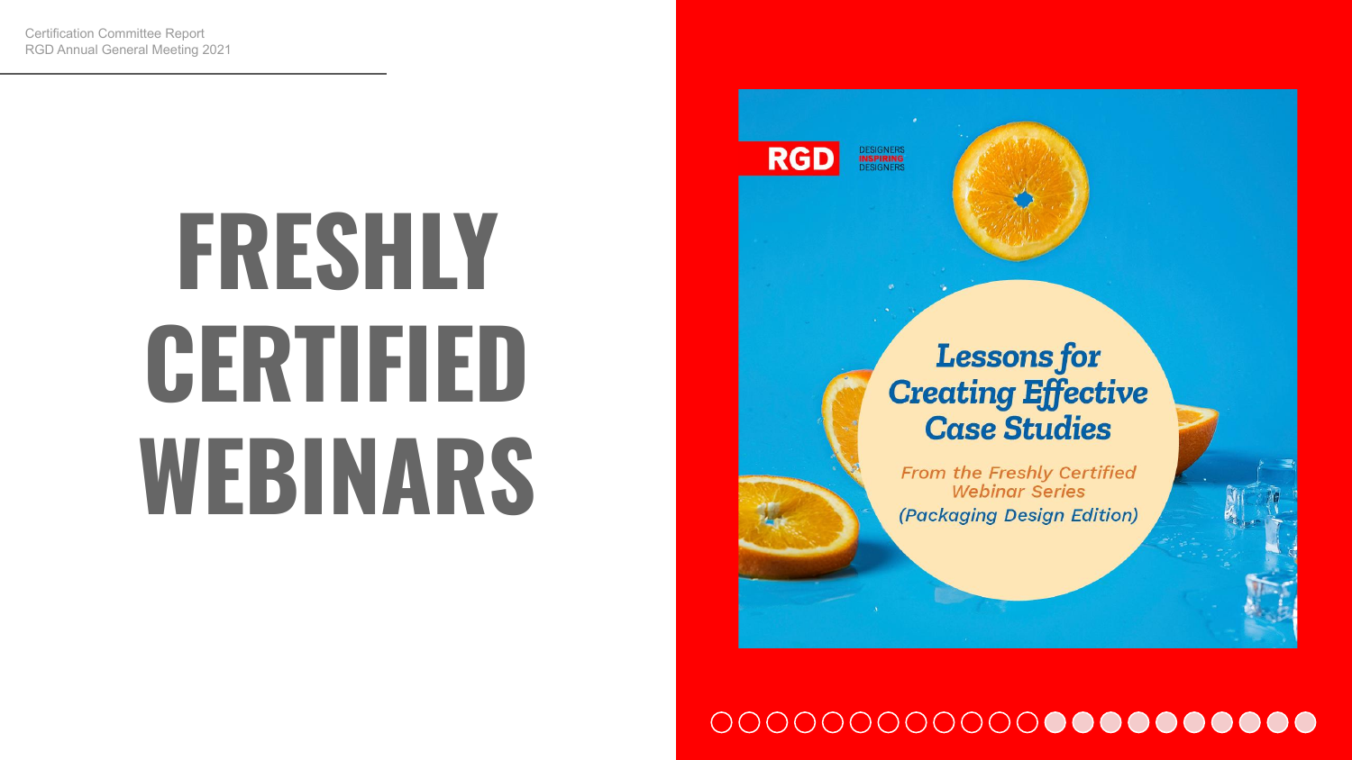# FRESHLY CERTIFIED WEBINARS

RGD DESIGNERS INSPIRING DESIGNERS

## *Lessons for Creating Effective Case Studies*

*From the Freshly Certified Webinar Series*

*(Packaging Design Edition)*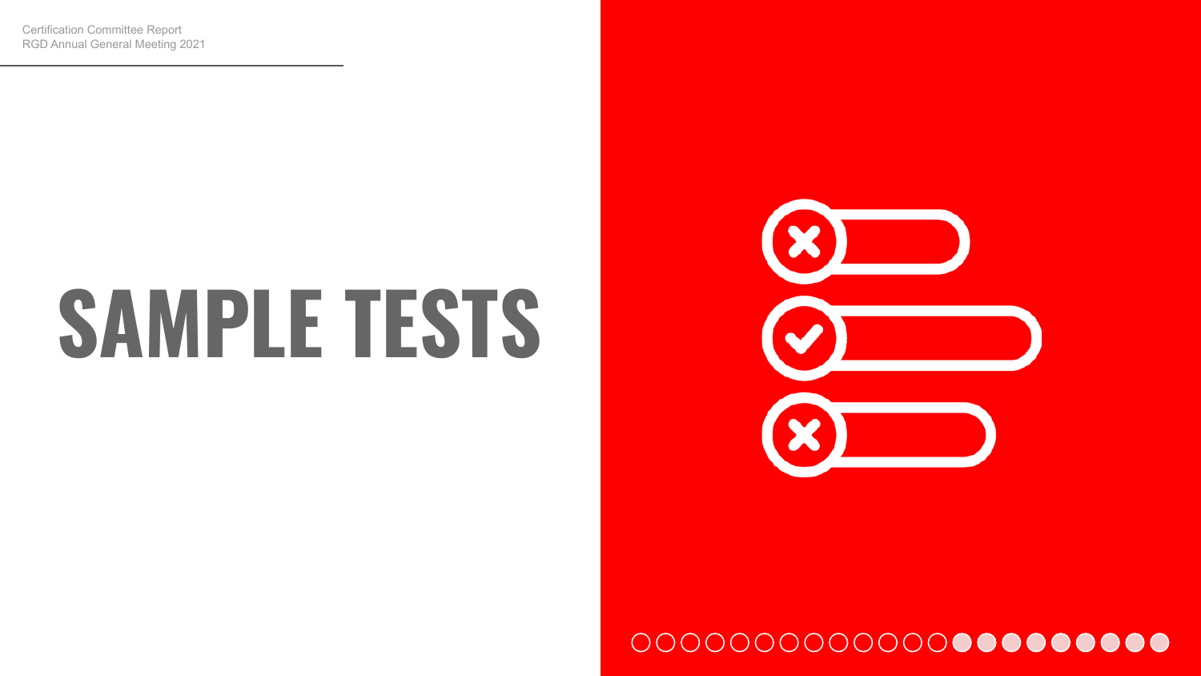# SAMPLE TESTS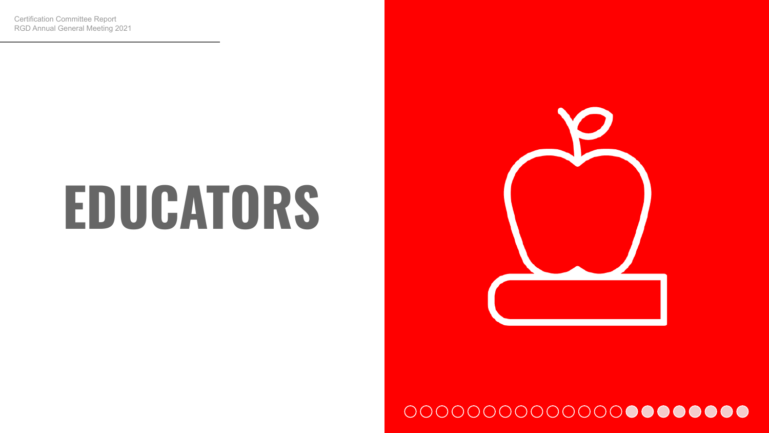# EDUCATORS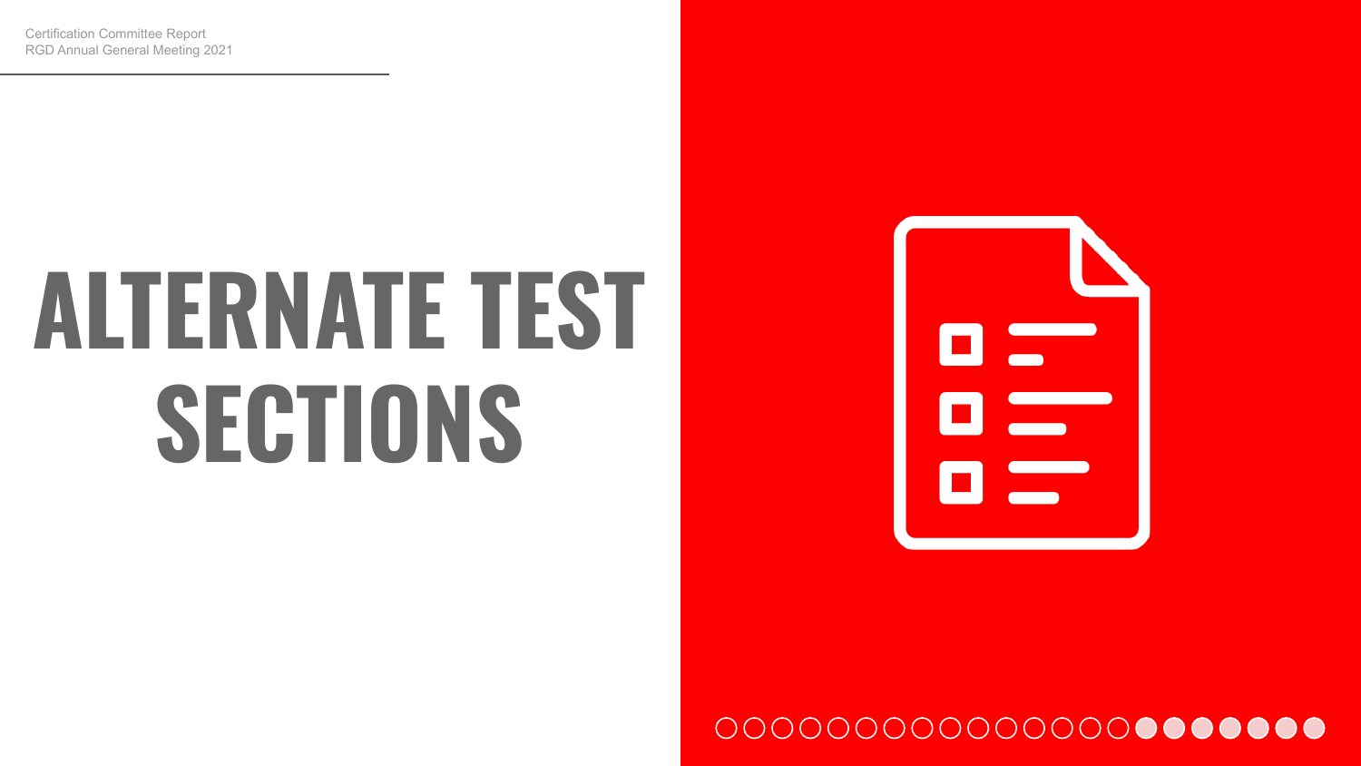# ALTERNATE TEST SECTIONS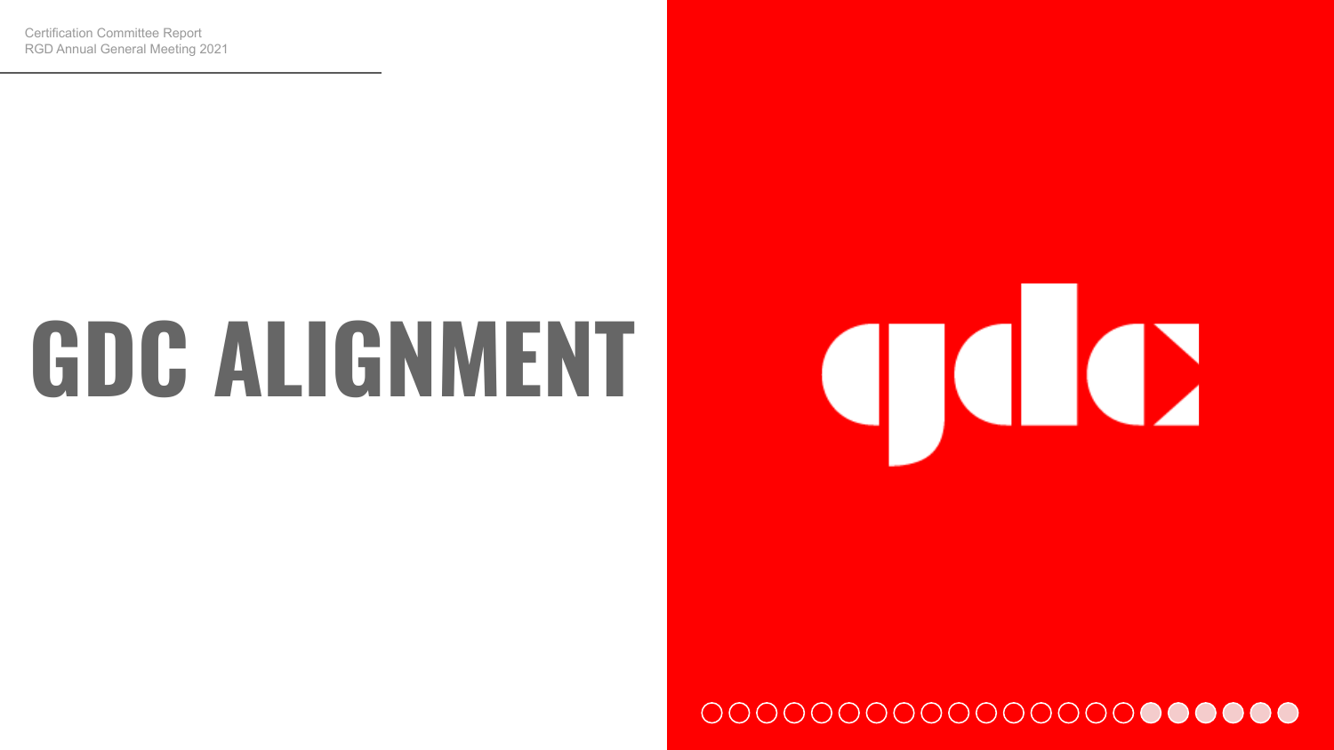Certification Committee Report
RGD Annual General Meeting 2021

# GDC ALIGNMENT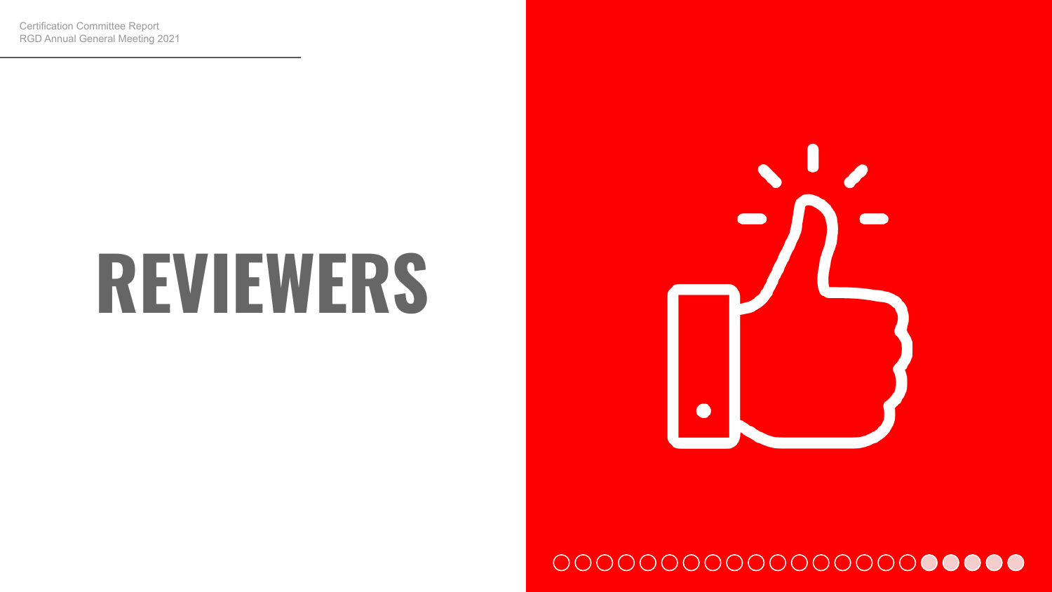# REVIEWERS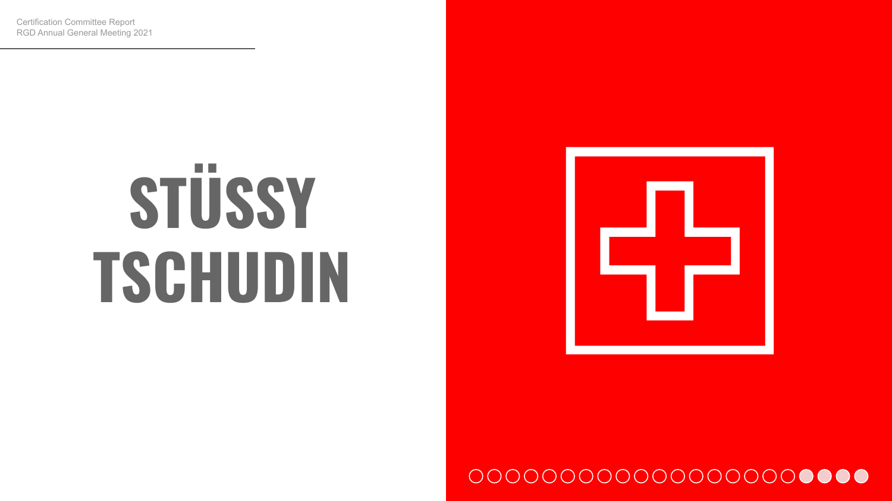Certification Committee Report
RGD Annual General Meeting 2021

# STÜSSY TSCHUDIN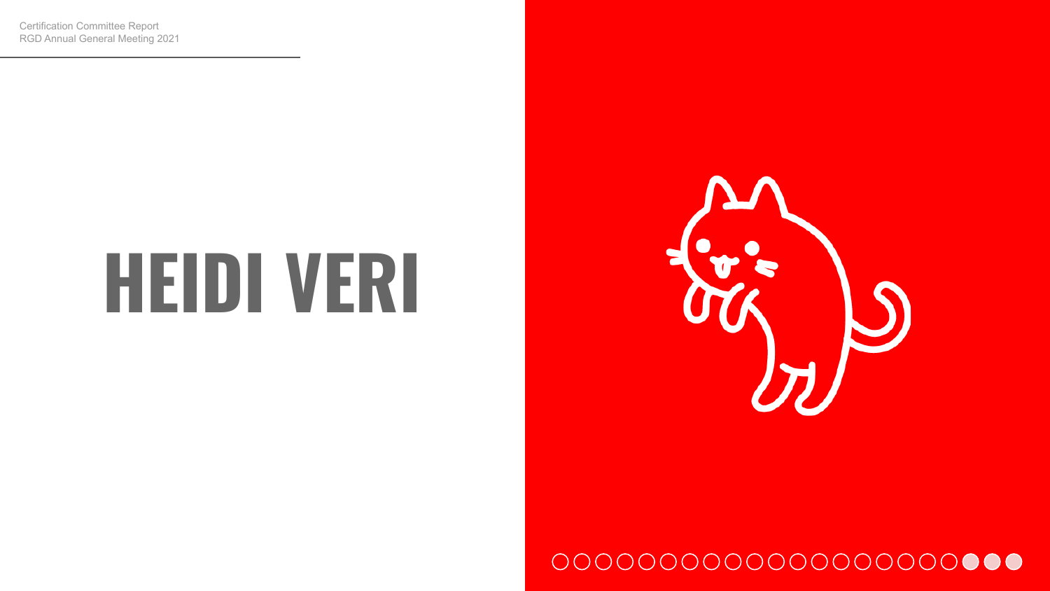Certification Committee Report
RGD Annual General Meeting 2021

# HEIDI VERI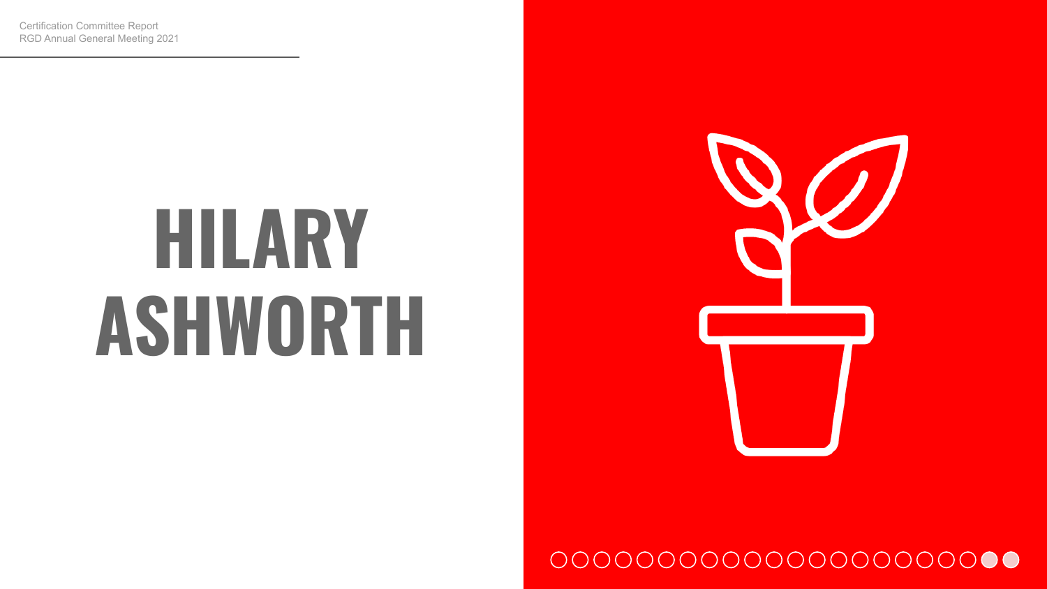Certification Committee Report
RGD Annual General Meeting 2021

# HILARY ASHWORTH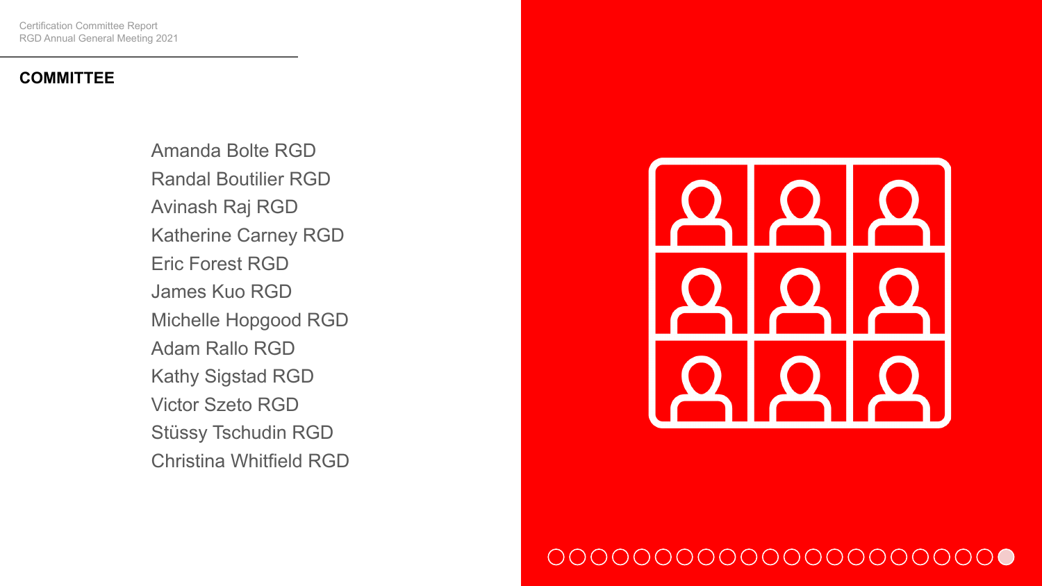## COMMITTEE

Amanda Bolte RGD
Randal Boutilier RGD
Avinash Raj RGD
Katherine Carney RGD
Eric Forest RGD
James Kuo RGD
Michelle Hopgood RGD
Adam Rallo RGD
Kathy Sigstad RGD
Victor Szeto RGD
Stüssy Tschudin RGD
Christina Whitfield RGD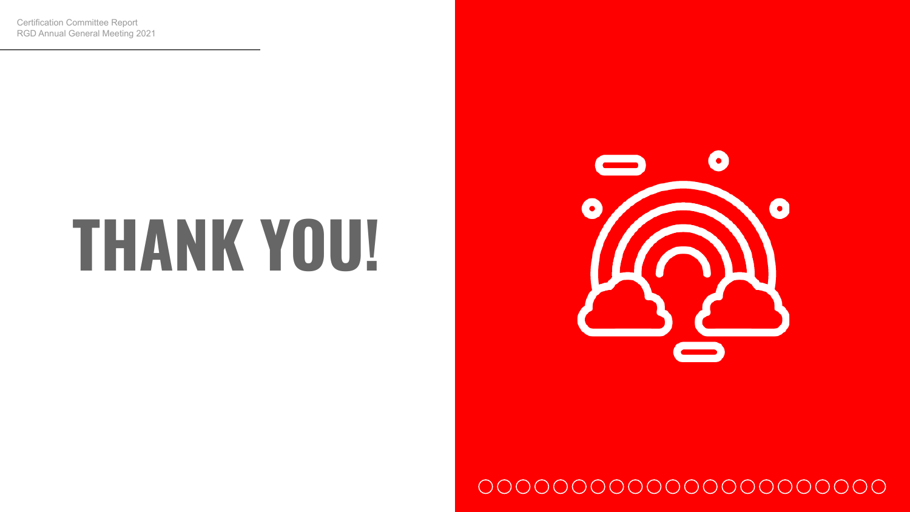# THANK YOU!